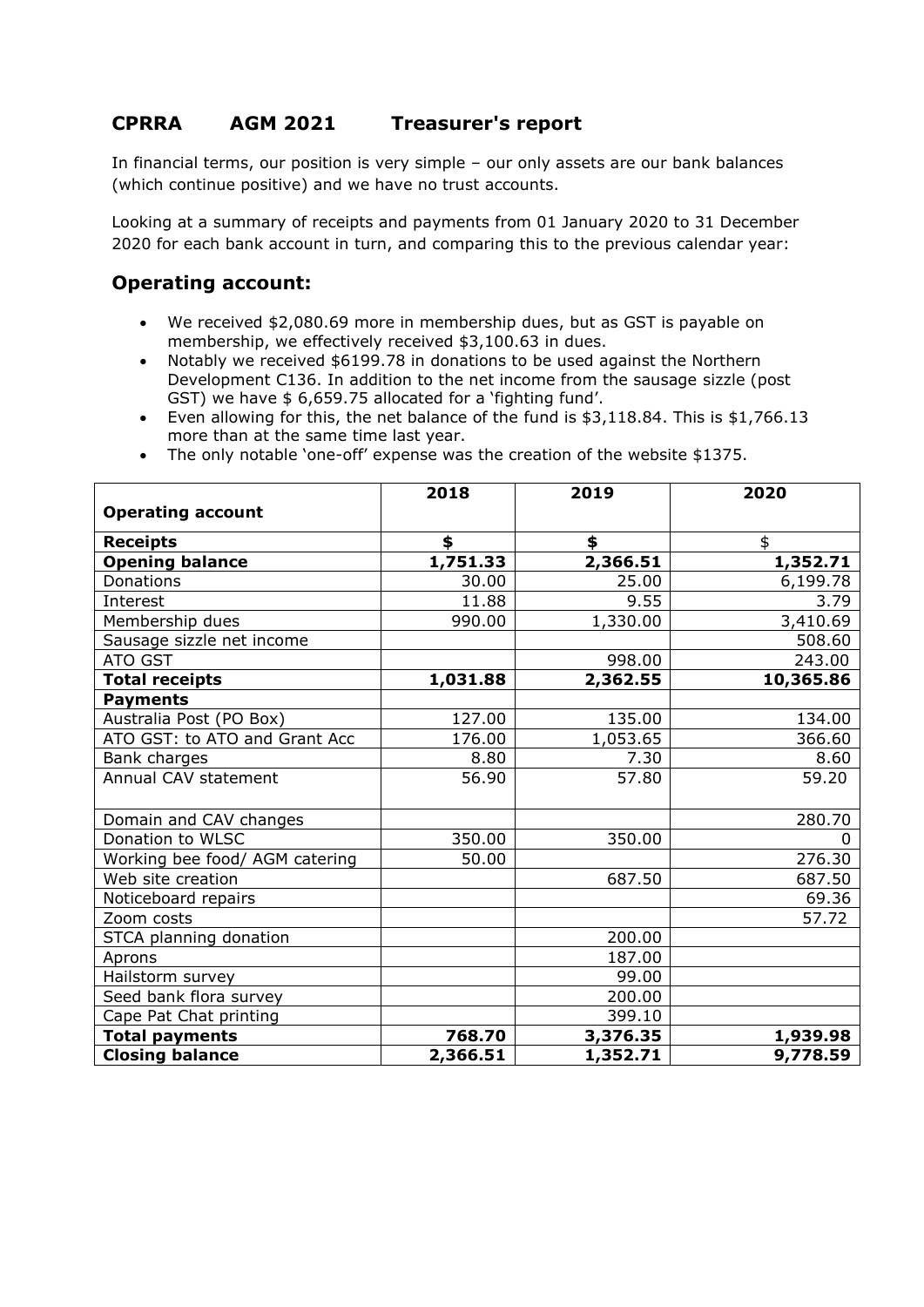## CPRRA AGM 2021 Treasurer's report

In financial terms, our position is very simple – our only assets are our bank balances (which continue positive) and we have no trust accounts.

Looking at a summary of receipts and payments from 01 January 2020 to 31 December 2020 for each bank account in turn, and comparing this to the previous calendar year:

### Operating account:

- We received $2,080.69 more in membership dues, but as GST is payable on membership, we effectively received $3,100.63 in dues.
- Notably we received $6199.78 in donations to be used against the Northern Development C136. In addition to the net income from the sausage sizzle (post GST) we have $ 6,659.75 allocated for a 'fighting fund'.
- Even allowing for this, the net balance of the fund is $3,118.84. This is $1,766.13 more than at the same time last year.
- The only notable 'one-off' expense was the creation of the website $1375.

| **Operating account** | **2018** | **2019** | **2020** |
|---|---|---|---|
| **Receipts** | **$** | **$** | $ |
| **Opening balance** | **1,751.33** | **2,366.51** | **1,352.71** |
| Donations | 30.00 | 25.00 | 6,199.78 |
| Interest | 11.88 | 9.55 | 3.79 |
| Membership dues | 990.00 | 1,330.00 | 3,410.69 |
| Sausage sizzle net income | | | 508.60 |
| ATO GST | | 998.00 | 243.00 |
| **Total receipts** | **1,031.88** | **2,362.55** | **10,365.86** |
| **Payments** | | | |
| Australia Post (PO Box) | 127.00 | 135.00 | 134.00 |
| ATO GST: to ATO and Grant Acc | 176.00 | 1,053.65 | 366.60 |
| Bank charges | 8.80 | 7.30 | 8.60 |
| Annual CAV statement | 56.90 | 57.80 | 59.20 |
| Domain and CAV changes | | | 280.70 |
| Donation to WLSC | 350.00 | 350.00 | 0 |
| Working bee food/ AGM catering | 50.00 | | 276.30 |
| Web site creation | | 687.50 | 687.50 |
| Noticeboard repairs | | | 69.36 |
| Zoom costs | | | 57.72 |
| STCA planning donation | | 200.00 | |
| Aprons | | 187.00 | |
| Hailstorm survey | | 99.00 | |
| Seed bank flora survey | | 200.00 | |
| Cape Pat Chat printing | | 399.10 | |
| **Total payments** | **768.70** | **3,376.35** | **1,939.98** |
| **Closing balance** | **2,366.51** | **1,352.71** | **9,778.59** |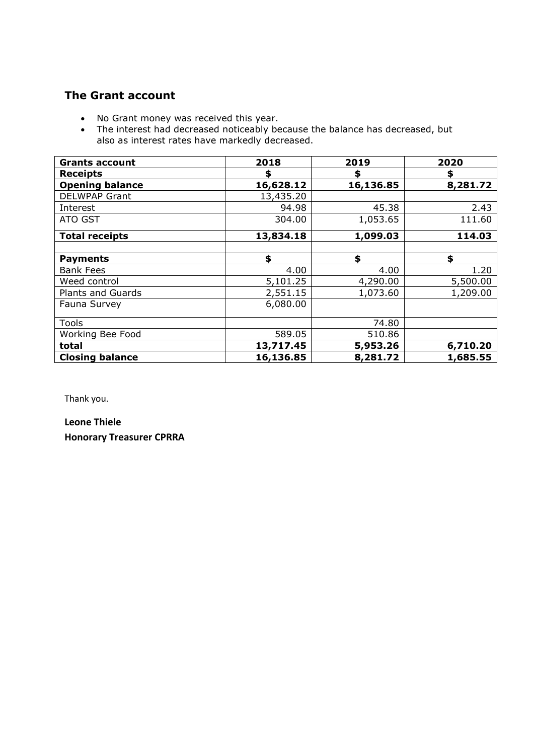## The Grant account

- No Grant money was received this year.
- The interest had decreased noticeably because the balance has decreased, but also as interest rates have markedly decreased.

| **Grants account** | **2018** | **2019** | **2020** |
|---|---|---|---|
| **Receipts** | **$** | **$** | **$** |
| **Opening balance** | **16,628.12** | **16,136.85** | **8,281.72** |
| DELWPAP Grant | 13,435.20 | | |
| Interest | 94.98 | 45.38 | 2.43 |
| ATO GST | 304.00 | 1,053.65 | 111.60 |
| **Total receipts** | **13,834.18** | **1,099.03** | **114.03** |
| | | | |
| **Payments** | **$** | **$** | **$** |
| Bank Fees | 4.00 | 4.00 | 1.20 |
| Weed control | 5,101.25 | 4,290.00 | 5,500.00 |
| Plants and Guards | 2,551.15 | 1,073.60 | 1,209.00 |
| Fauna Survey | 6,080.00 | | |
| Tools | | 74.80 | |
| Working Bee Food | 589.05 | 510.86 | |
| **total** | **13,717.45** | **5,953.26** | **6,710.20** |
| **Closing balance** | **16,136.85** | **8,281.72** | **1,685.55** |

Thank you.

**Leone Thiele**
**Honorary Treasurer CPRRA**